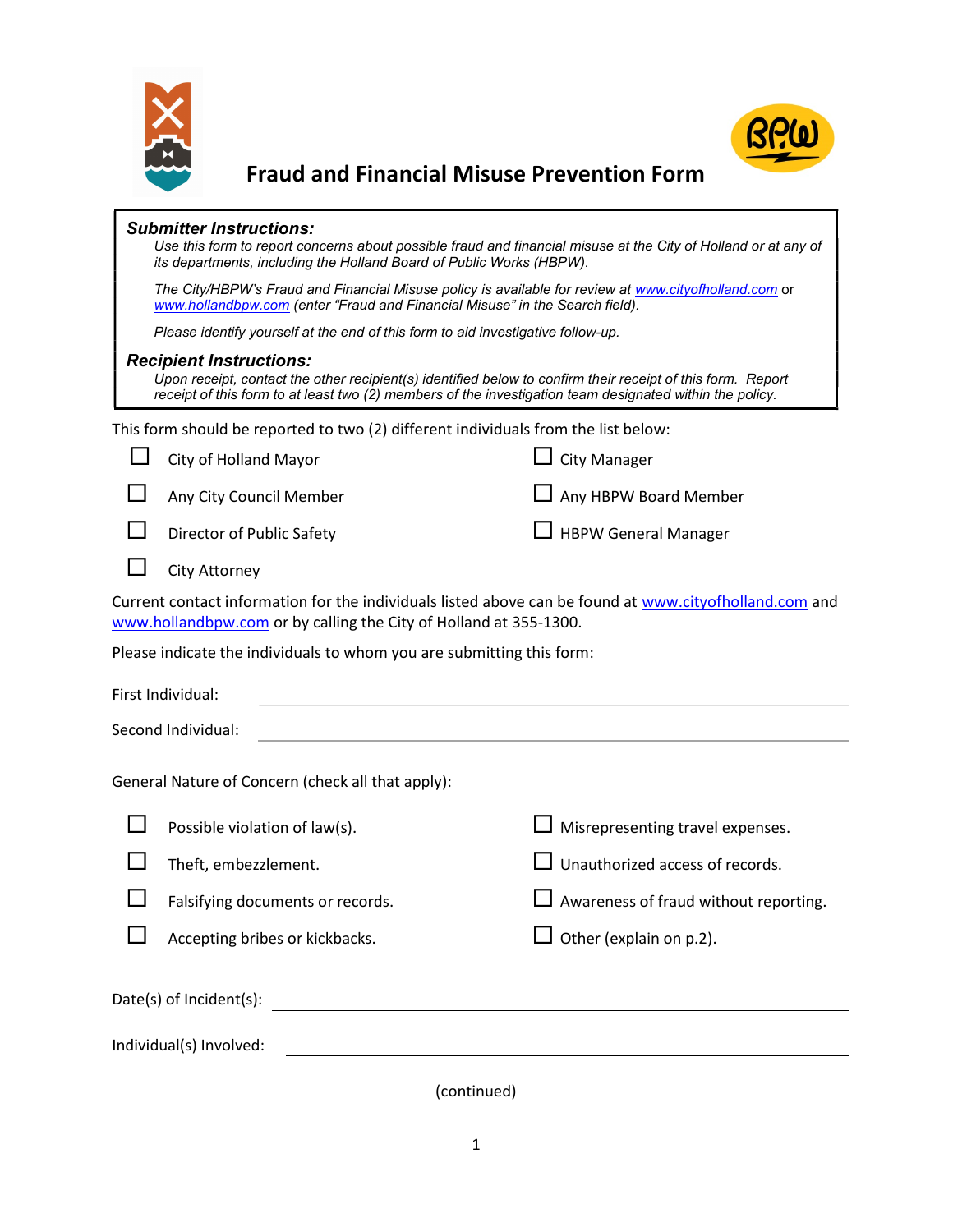# Fraud and Financial Misuse Prevention Form

***Submitter Instructions:***

*Use this form to report concerns about possible fraud and financial misuse at the City of Holland or at any of its departments, including the Holland Board of Public Works (HBPW).*

*The City/HBPW's Fraud and Financial Misuse policy is available for review at www.cityofholland.com or www.hollandbpw.com (enter "Fraud and Financial Misuse" in the Search field).*

*Please identify yourself at the end of this form to aid investigative follow-up.*

***Recipient Instructions:***

*Upon receipt, contact the other recipient(s) identified below to confirm their receipt of this form. Report receipt of this form to at least two (2) members of the investigation team designated within the policy.*

This form should be reported to two (2) different individuals from the list below:

- ☐ City of Holland Mayor
- ☐ Any City Council Member
- ☐ Director of Public Safety
- ☐ City Attorney
- ☐ City Manager
- ☐ Any HBPW Board Member
- ☐ HBPW General Manager

Current contact information for the individuals listed above can be found at www.cityofholland.com and www.hollandbpw.com or by calling the City of Holland at 355-1300.

Please indicate the individuals to whom you are submitting this form:

First Individual: ______________________________

Second Individual: ______________________________

General Nature of Concern (check all that apply):

- ☐ Possible violation of law(s).
- ☐ Theft, embezzlement.
- ☐ Falsifying documents or records.
- ☐ Accepting bribes or kickbacks.
- ☐ Misrepresenting travel expenses.
- ☐ Unauthorized access of records.
- ☐ Awareness of fraud without reporting.
- ☐ Other (explain on p.2).

Date(s) of Incident(s): ______________________________

Individual(s) Involved: ______________________________

(continued)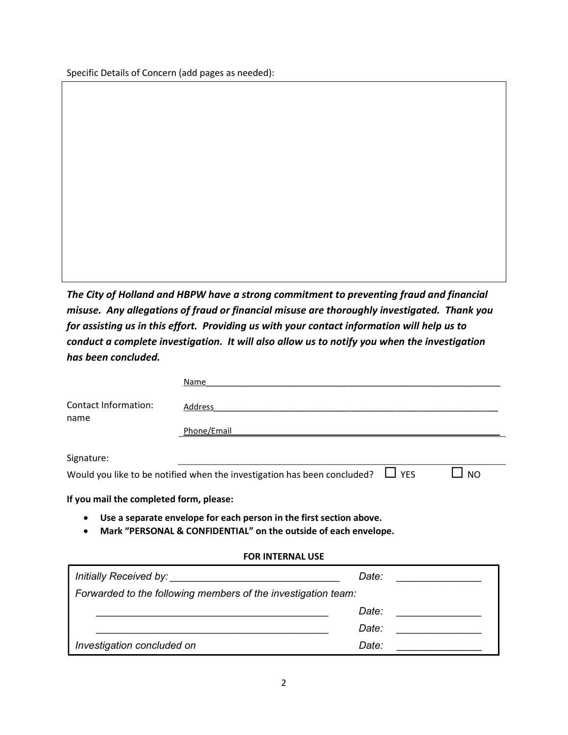Specific Details of Concern (add pages as needed):

***The City of Holland and HBPW have a strong commitment to preventing fraud and financial misuse. Any allegations of fraud or financial misuse are thoroughly investigated. Thank you for assisting us in this effort. Providing us with your contact information will help us to conduct a complete investigation. It will also allow us to notify you when the investigation has been concluded.***

| | |
|---|---|
| | Name_______________________________________________ |
| Contact Information: name | Address_____________________________________________ |
| | Phone/Email_________________________________________ |
| Signature: | ___________________________________________________ |

Would you like to be notified when the investigation has been concluded? ☐ YES ☐ NO

**If you mail the completed form, please:**

- **Use a separate envelope for each person in the first section above.**
- **Mark "PERSONAL & CONFIDENTIAL" on the outside of each envelope.**

**FOR INTERNAL USE**

| | | |
|---|---|---|
| *Initially Received by:* ______________________________ | *Date:* | ______________ |
| *Forwarded to the following members of the investigation team:* | | |
| ________________________________________ | *Date:* | ______________ |
| ________________________________________ | *Date:* | ______________ |
| *Investigation concluded on* | *Date:* | ______________ |